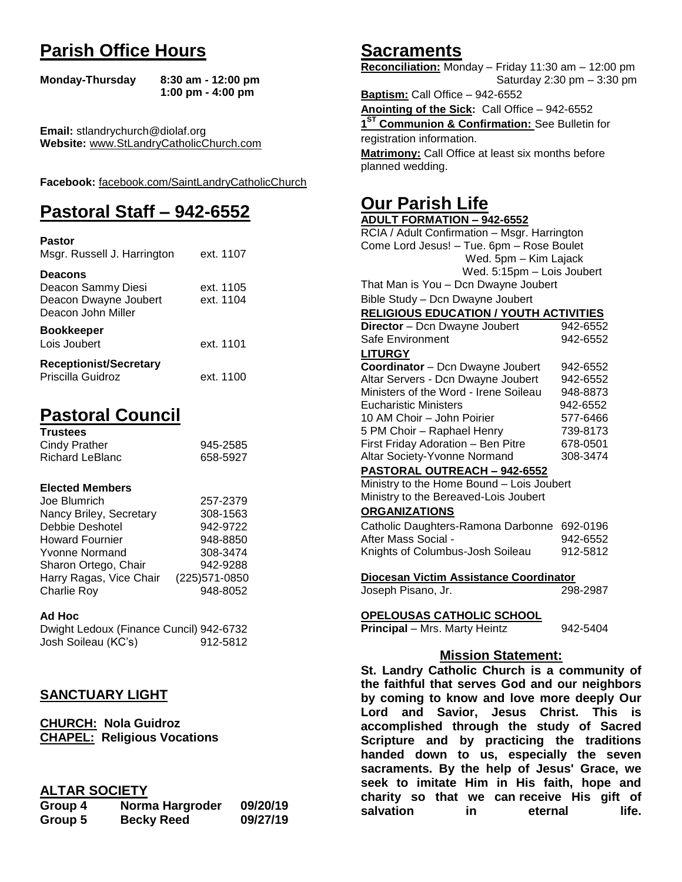# Parish Office Hours

**Monday-Thursday** **8:30 am - 12:00 pm**
**1:00 pm - 4:00 pm**

**Email:** stlandrychurch@diolaf.org
**Website:** www.StLandryCatholicChurch.com

**Facebook:** facebook.com/SaintLandryCatholicChurch

# Pastoral Staff – 942-6552

**Pastor**
Msgr. Russell J. Harrington ext. 1107

**Deacons**
Deacon Sammy Diesi ext. 1105
Deacon Dwayne Joubert ext. 1104
Deacon John Miller

**Bookkeeper**
Lois Joubert ext. 1101

**Receptionist/Secretary**
Priscilla Guidroz ext. 1100

# Pastoral Council

**Trustees**

| | |
|---|---|
| Cindy Prather | 945-2585 |
| Richard LeBlanc | 658-5927 |

**Elected Members**

| | |
|---|---|
| Joe Blumrich | 257-2379 |
| Nancy Briley, Secretary | 308-1563 |
| Debbie Deshotel | 942-9722 |
| Howard Fournier | 948-8850 |
| Yvonne Normand | 308-3474 |
| Sharon Ortego, Chair | 942-9288 |
| Harry Ragas, Vice Chair | (225)571-0850 |
| Charlie Roy | 948-8052 |

**Ad Hoc**

| | |
|---|---|
| Dwight Ledoux (Finance Cuncil) | 942-6732 |
| Josh Soileau (KC's) | 912-5812 |

## SANCTUARY LIGHT

**CHURCH: Nola Guidroz**
**CHAPEL: Religious Vocations**

## ALTAR SOCIETY

| | | |
|---|---|---|
| **Group 4** | **Norma Hargroder** | **09/20/19** |
| **Group 5** | **Becky Reed** | **09/27/19** |

# Sacraments

**Reconciliation:** Monday – Friday 11:30 am – 12:00 pm
Saturday 2:30 pm – 3:30 pm

**Baptism:** Call Office – 942-6552

**Anointing of the Sick:** Call Office – 942-6552

**1ST Communion & Confirmation:** See Bulletin for registration information.

**Matrimony:** Call Office at least six months before planned wedding.

# Our Parish Life

**ADULT FORMATION – 942-6552**

RCIA / Adult Confirmation – Msgr. Harrington
Come Lord Jesus! – Tue. 6pm – Rose Boulet
Wed. 5pm – Kim Lajack
Wed. 5:15pm – Lois Joubert
That Man is You – Dcn Dwayne Joubert
Bible Study – Dcn Dwayne Joubert

**RELIGIOUS EDUCATION / YOUTH ACTIVITIES**

| | |
|---|---|
| **Director** – Dcn Dwayne Joubert | 942-6552 |
| Safe Environment | 942-6552 |

**LITURGY**

| | |
|---|---|
| **Coordinator** – Dcn Dwayne Joubert | 942-6552 |
| Altar Servers - Dcn Dwayne Joubert | 942-6552 |
| Ministers of the Word - Irene Soileau | 948-8873 |
| Eucharistic Ministers | 942-6552 |
| 10 AM Choir – John Poirier | 577-6466 |
| 5 PM Choir – Raphael Henry | 739-8173 |
| First Friday Adoration – Ben Pitre | 678-0501 |
| Altar Society-Yvonne Normand | 308-3474 |

**PASTORAL OUTREACH – 942-6552**

Ministry to the Home Bound – Lois Joubert
Ministry to the Bereaved-Lois Joubert

**ORGANIZATIONS**

| | |
|---|---|
| Catholic Daughters-Ramona Darbonne | 692-0196 |
| After Mass Social - | 942-6552 |
| Knights of Columbus-Josh Soileau | 912-5812 |

**Diocesan Victim Assistance Coordinator**
Joseph Pisano, Jr. 298-2987

**OPELOUSAS CATHOLIC SCHOOL**
**Principal** – Mrs. Marty Heintz 942-5404

## Mission Statement:

**St. Landry Catholic Church is a community of the faithful that serves God and our neighbors by coming to know and love more deeply Our Lord and Savior, Jesus Christ. This is accomplished through the study of Sacred Scripture and by practicing the traditions handed down to us, especially the seven sacraments. By the help of Jesus' Grace, we seek to imitate Him in His faith, hope and charity so that we can receive His gift of salvation in eternal life.**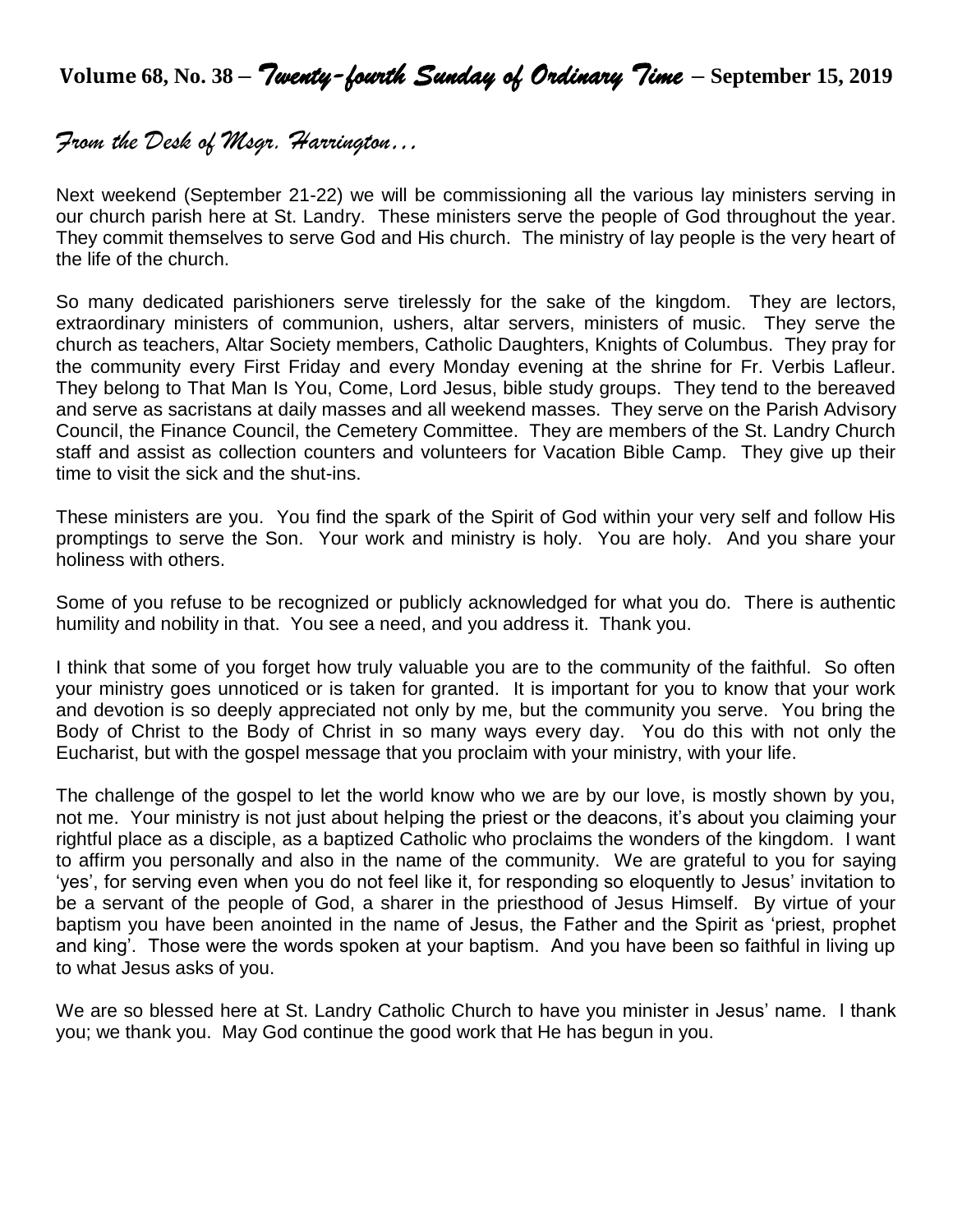# Volume 68, No. 38 – *Twenty-fourth Sunday of Ordinary Time* – September 15, 2019

## *From the Desk of Msgr. Harrington…*

Next weekend (September 21-22) we will be commissioning all the various lay ministers serving in our church parish here at St. Landry. These ministers serve the people of God throughout the year. They commit themselves to serve God and His church. The ministry of lay people is the very heart of the life of the church.

So many dedicated parishioners serve tirelessly for the sake of the kingdom. They are lectors, extraordinary ministers of communion, ushers, altar servers, ministers of music. They serve the church as teachers, Altar Society members, Catholic Daughters, Knights of Columbus. They pray for the community every First Friday and every Monday evening at the shrine for Fr. Verbis Lafleur. They belong to That Man Is You, Come, Lord Jesus, bible study groups. They tend to the bereaved and serve as sacristans at daily masses and all weekend masses. They serve on the Parish Advisory Council, the Finance Council, the Cemetery Committee. They are members of the St. Landry Church staff and assist as collection counters and volunteers for Vacation Bible Camp. They give up their time to visit the sick and the shut-ins.

These ministers are you. You find the spark of the Spirit of God within your very self and follow His promptings to serve the Son. Your work and ministry is holy. You are holy. And you share your holiness with others.

Some of you refuse to be recognized or publicly acknowledged for what you do. There is authentic humility and nobility in that. You see a need, and you address it. Thank you.

I think that some of you forget how truly valuable you are to the community of the faithful. So often your ministry goes unnoticed or is taken for granted. It is important for you to know that your work and devotion is so deeply appreciated not only by me, but the community you serve. You bring the Body of Christ to the Body of Christ in so many ways every day. You do this with not only the Eucharist, but with the gospel message that you proclaim with your ministry, with your life.

The challenge of the gospel to let the world know who we are by our love, is mostly shown by you, not me. Your ministry is not just about helping the priest or the deacons, it's about you claiming your rightful place as a disciple, as a baptized Catholic who proclaims the wonders of the kingdom. I want to affirm you personally and also in the name of the community. We are grateful to you for saying 'yes', for serving even when you do not feel like it, for responding so eloquently to Jesus' invitation to be a servant of the people of God, a sharer in the priesthood of Jesus Himself. By virtue of your baptism you have been anointed in the name of Jesus, the Father and the Spirit as 'priest, prophet and king'. Those were the words spoken at your baptism. And you have been so faithful in living up to what Jesus asks of you.

We are so blessed here at St. Landry Catholic Church to have you minister in Jesus' name. I thank you; we thank you. May God continue the good work that He has begun in you.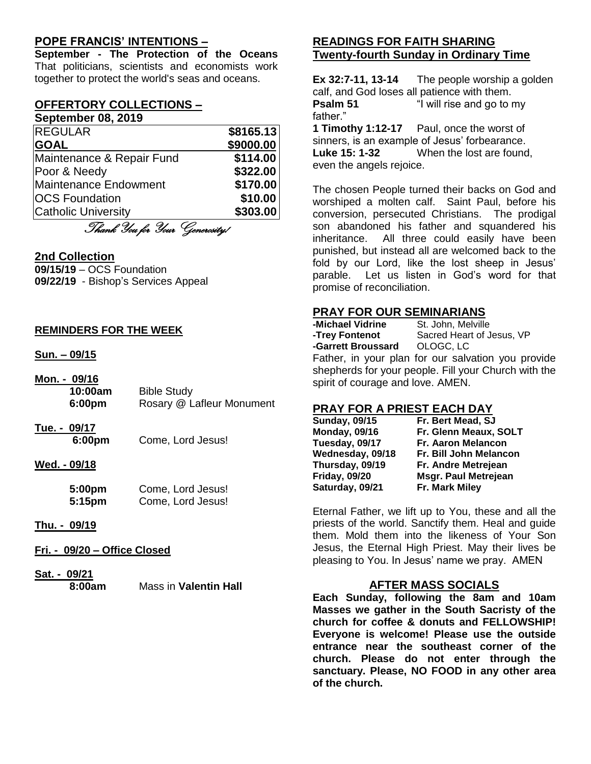## POPE FRANCIS' INTENTIONS –

**September - The Protection of the Oceans** That politicians, scientists and economists work together to protect the world's seas and oceans.

## OFFERTORY COLLECTIONS –

**September 08, 2019**

| | |
|---|---|
| REGULAR | **$8165.13** |
| **GOAL** | **$9000.00** |
| Maintenance & Repair Fund | **$114.00** |
| Poor & Needy | **$322.00** |
| Maintenance Endowment | **$170.00** |
| OCS Foundation | **$10.00** |
| Catholic University | **$303.00** |

*Thank You for Your Generosity!*

## 2nd Collection

**09/15/19** – OCS Foundation
**09/22/19** - Bishop's Services Appeal

## REMINDERS FOR THE WEEK

**Sun. – 09/15**

**Mon. - 09/16**
**10:00am** Bible Study
**6:00pm** Rosary @ Lafleur Monument

**Tue. - 09/17**
**6:00pm** Come, Lord Jesus!

**Wed. - 09/18**
**5:00pm** Come, Lord Jesus!
**5:15pm** Come, Lord Jesus!

**Thu. - 09/19**

**Fri. - 09/20 – Office Closed**

**Sat. - 09/21**
**8:00am** Mass in **Valentin Hall**

## READINGS FOR FAITH SHARING Twenty-fourth Sunday in Ordinary Time

**Ex 32:7-11, 13-14** The people worship a golden calf, and God loses all patience with them.
**Psalm 51** "I will rise and go to my father."
**1 Timothy 1:12-17** Paul, once the worst of sinners, is an example of Jesus' forbearance.
**Luke 15: 1-32** When the lost are found, even the angels rejoice.

The chosen People turned their backs on God and worshiped a molten calf. Saint Paul, before his conversion, persecuted Christians. The prodigal son abandoned his father and squandered his inheritance. All three could easily have been punished, but instead all are welcomed back to the fold by our Lord, like the lost sheep in Jesus' parable. Let us listen in God's word for that promise of reconciliation.

## PRAY FOR OUR SEMINARIANS

**-Michael Vidrine** St. John, Melville
**-Trey Fontenot** Sacred Heart of Jesus, VP
**-Garrett Broussard** OLOGC, LC

Father, in your plan for our salvation you provide shepherds for your people. Fill your Church with the spirit of courage and love. AMEN.

## PRAY FOR A PRIEST EACH DAY

| | |
|---|---|
| **Sunday, 09/15** | **Fr. Bert Mead, SJ** |
| **Monday, 09/16** | **Fr. Glenn Meaux, SOLT** |
| **Tuesday, 09/17** | **Fr. Aaron Melancon** |
| **Wednesday, 09/18** | **Fr. Bill John Melancon** |
| **Thursday, 09/19** | **Fr. Andre Metrejean** |
| **Friday, 09/20** | **Msgr. Paul Metrejean** |
| **Saturday, 09/21** | **Fr. Mark Miley** |

Eternal Father, we lift up to You, these and all the priests of the world. Sanctify them. Heal and guide them. Mold them into the likeness of Your Son Jesus, the Eternal High Priest. May their lives be pleasing to You. In Jesus' name we pray. AMEN

## AFTER MASS SOCIALS

**Each Sunday, following the 8am and 10am Masses we gather in the South Sacristy of the church for coffee & donuts and FELLOWSHIP! Everyone is welcome! Please use the outside entrance near the southeast corner of the church. Please do not enter through the sanctuary. Please, NO FOOD in any other area of the church.**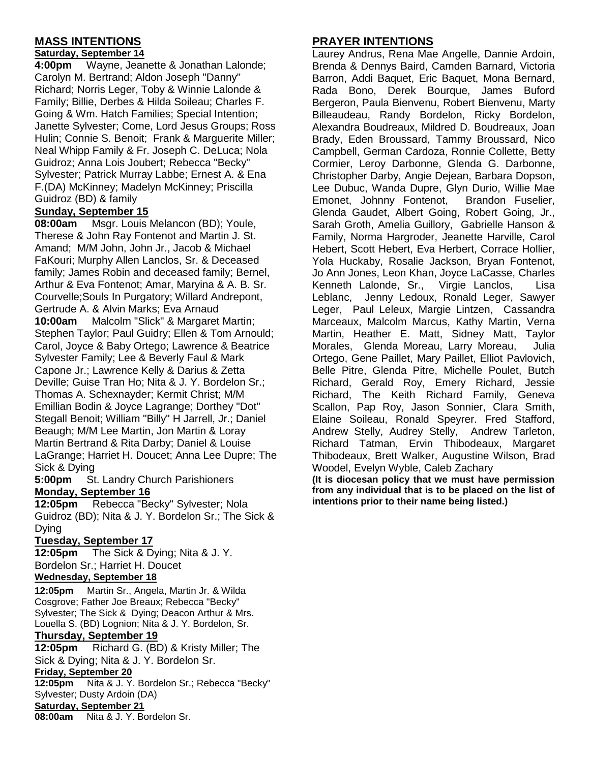## MASS INTENTIONS

**Saturday, September 14**

**4:00pm** Wayne, Jeanette & Jonathan Lalonde; Carolyn M. Bertrand; Aldon Joseph "Danny" Richard; Norris Leger, Toby & Winnie Lalonde & Family; Billie, Derbes & Hilda Soileau; Charles F. Going & Wm. Hatch Families; Special Intention; Janette Sylvester; Come, Lord Jesus Groups; Ross Hulin; Connie S. Benoit; Frank & Marguerite Miller; Neal Whipp Family & Fr. Joseph C. DeLuca; Nola Guidroz; Anna Lois Joubert; Rebecca "Becky" Sylvester; Patrick Murray Labbe; Ernest A. & Ena F.(DA) McKinney; Madelyn McKinney; Priscilla Guidroz (BD) & family

**Sunday, September 15**

**08:00am** Msgr. Louis Melancon (BD); Youle, Therese & John Ray Fontenot and Martin J. St. Amand; M/M John, John Jr., Jacob & Michael FaKouri; Murphy Allen Lanclos, Sr. & Deceased family; James Robin and deceased family; Bernel, Arthur & Eva Fontenot; Amar, Maryina & A. B. Sr. Courvelle;Souls In Purgatory; Willard Andrepont, Gertrude A. & Alvin Marks; Eva Arnaud

**10:00am** Malcolm "Slick" & Margaret Martin; Stephen Taylor; Paul Guidry; Ellen & Tom Arnould; Carol, Joyce & Baby Ortego; Lawrence & Beatrice Sylvester Family; Lee & Beverly Faul & Mark Capone Jr.; Lawrence Kelly & Darius & Zetta Deville; Guise Tran Ho; Nita & J. Y. Bordelon Sr.; Thomas A. Schexnayder; Kermit Christ; M/M Emillian Bodin & Joyce Lagrange; Dorthey "Dot" Stegall Benoit; William "Billy" H Jarrell, Jr.; Daniel Beaugh; M/M Lee Martin, Jon Martin & Loray Martin Bertrand & Rita Darby; Daniel & Louise LaGrange; Harriet H. Doucet; Anna Lee Dupre; The Sick & Dying

**5:00pm** St. Landry Church Parishioners

**Monday, September 16**

**12:05pm** Rebecca "Becky" Sylvester; Nola Guidroz (BD); Nita & J. Y. Bordelon Sr.; The Sick & Dying

**Tuesday, September 17**

**12:05pm** The Sick & Dying; Nita & J. Y. Bordelon Sr.; Harriet H. Doucet

**Wednesday, September 18**

**12:05pm** Martin Sr., Angela, Martin Jr. & Wilda Cosgrove; Father Joe Breaux; Rebecca "Becky" Sylvester; The Sick & Dying; Deacon Arthur & Mrs. Louella S. (BD) Lognion; Nita & J. Y. Bordelon, Sr.

**Thursday, September 19**

**12:05pm** Richard G. (BD) & Kristy Miller; The Sick & Dying; Nita & J. Y. Bordelon Sr.

**Friday, September 20**

**12:05pm** Nita & J. Y. Bordelon Sr.; Rebecca "Becky" Sylvester; Dusty Ardoin (DA)

**Saturday, September 21**

**08:00am** Nita & J. Y. Bordelon Sr.

## PRAYER INTENTIONS

Laurey Andrus, Rena Mae Angelle, Dannie Ardoin, Brenda & Dennys Baird, Camden Barnard, Victoria Barron, Addi Baquet, Eric Baquet, Mona Bernard, Rada Bono, Derek Bourque, James Buford Bergeron, Paula Bienvenu, Robert Bienvenu, Marty Billeaudeau, Randy Bordelon, Ricky Bordelon, Alexandra Boudreaux, Mildred D. Boudreaux, Joan Brady, Eden Broussard, Tammy Broussard, Nico Campbell, German Cardoza, Ronnie Collette, Betty Cormier, Leroy Darbonne, Glenda G. Darbonne, Christopher Darby, Angie Dejean, Barbara Dopson, Lee Dubuc, Wanda Dupre, Glyn Durio, Willie Mae Emonet, Johnny Fontenot, Brandon Fuselier, Glenda Gaudet, Albert Going, Robert Going, Jr., Sarah Groth, Amelia Guillory, Gabrielle Hanson & Family, Norma Hargroder, Jeanette Harville, Carol Hebert, Scott Hebert, Eva Herbert, Corrace Hollier, Yola Huckaby, Rosalie Jackson, Bryan Fontenot, Jo Ann Jones, Leon Khan, Joyce LaCasse, Charles Kenneth Lalonde, Sr., Virgie Lanclos, Lisa Leblanc, Jenny Ledoux, Ronald Leger, Sawyer Leger, Paul Leleux, Margie Lintzen, Cassandra Marceaux, Malcolm Marcus, Kathy Martin, Verna Martin, Heather E. Matt, Sidney Matt, Taylor Morales, Glenda Moreau, Larry Moreau, Julia Ortego, Gene Paillet, Mary Paillet, Elliot Pavlovich, Belle Pitre, Glenda Pitre, Michelle Poulet, Butch Richard, Gerald Roy, Emery Richard, Jessie Richard, The Keith Richard Family, Geneva Scallon, Pap Roy, Jason Sonnier, Clara Smith, Elaine Soileau, Ronald Speyrer. Fred Stafford, Andrew Stelly, Audrey Stelly, Andrew Tarleton, Richard Tatman, Ervin Thibodeaux, Margaret Thibodeaux, Brett Walker, Augustine Wilson, Brad Woodel, Evelyn Wyble, Caleb Zachary

**(It is diocesan policy that we must have permission from any individual that is to be placed on the list of intentions prior to their name being listed.)**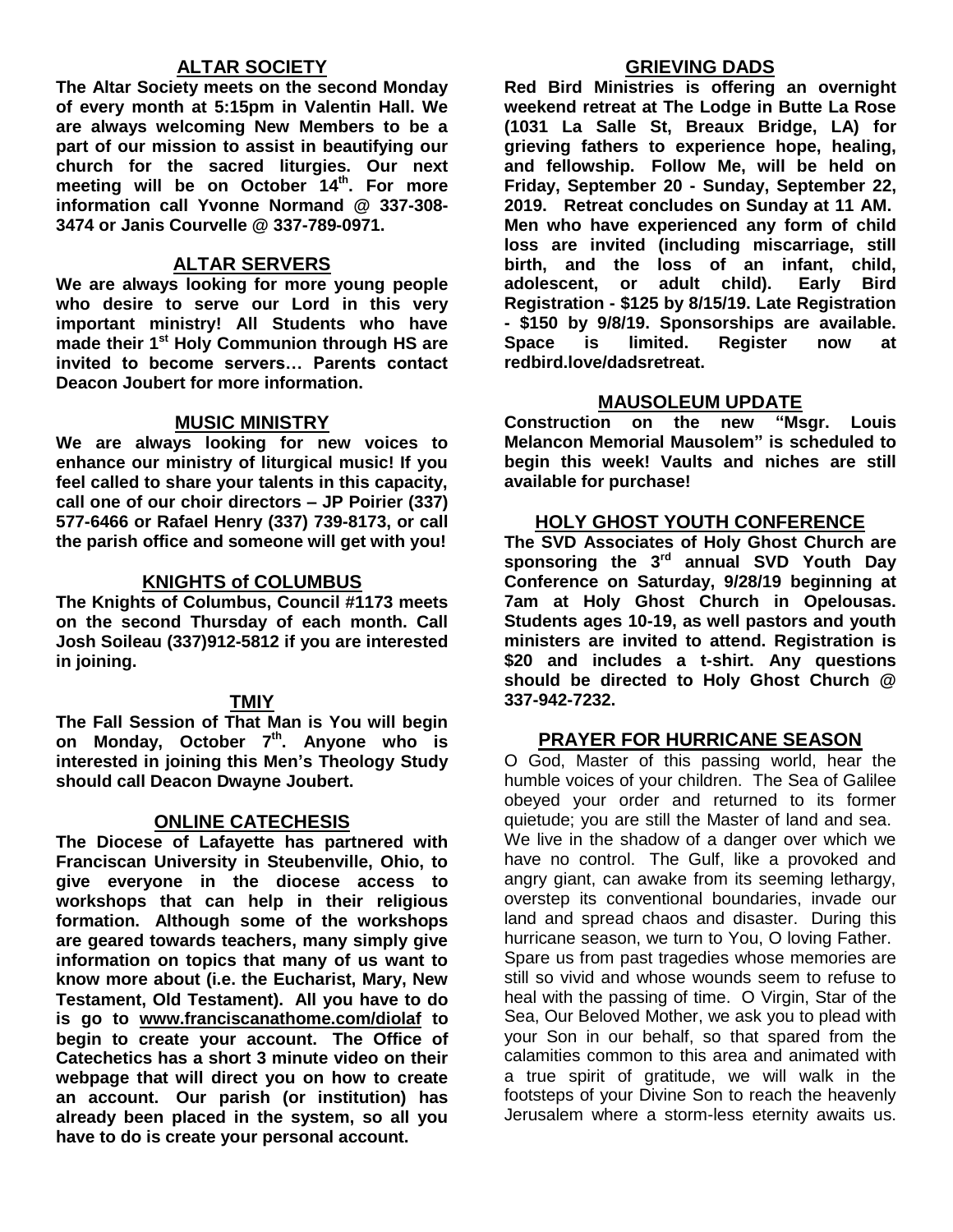## ALTAR SOCIETY

**The Altar Society meets on the second Monday of every month at 5:15pm in Valentin Hall. We are always welcoming New Members to be a part of our mission to assist in beautifying our church for the sacred liturgies. Our next meeting will be on October 14th. For more information call Yvonne Normand @ 337-308-3474 or Janis Courvelle @ 337-789-0971.**

## ALTAR SERVERS

**We are always looking for more young people who desire to serve our Lord in this very important ministry! All Students who have made their 1st Holy Communion through HS are invited to become servers… Parents contact Deacon Joubert for more information.**

## MUSIC MINISTRY

**We are always looking for new voices to enhance our ministry of liturgical music! If you feel called to share your talents in this capacity, call one of our choir directors – JP Poirier (337) 577-6466 or Rafael Henry (337) 739-8173, or call the parish office and someone will get with you!**

## KNIGHTS of COLUMBUS

**The Knights of Columbus, Council #1173 meets on the second Thursday of each month. Call Josh Soileau (337)912-5812 if you are interested in joining.**

## TMIY

**The Fall Session of That Man is You will begin on Monday, October 7th. Anyone who is interested in joining this Men's Theology Study should call Deacon Dwayne Joubert.**

## ONLINE CATECHESIS

**The Diocese of Lafayette has partnered with Franciscan University in Steubenville, Ohio, to give everyone in the diocese access to workshops that can help in their religious formation. Although some of the workshops are geared towards teachers, many simply give information on topics that many of us want to know more about (i.e. the Eucharist, Mary, New Testament, Old Testament). All you have to do is go to www.franciscanathome.com/diolaf to begin to create your account. The Office of Catechetics has a short 3 minute video on their webpage that will direct you on how to create an account. Our parish (or institution) has already been placed in the system, so all you have to do is create your personal account.**

## GRIEVING DADS

**Red Bird Ministries is offering an overnight weekend retreat at The Lodge in Butte La Rose (1031 La Salle St, Breaux Bridge, LA) for grieving fathers to experience hope, healing, and fellowship. Follow Me, will be held on Friday, September 20 - Sunday, September 22, 2019. Retreat concludes on Sunday at 11 AM. Men who have experienced any form of child loss are invited (including miscarriage, still birth, and the loss of an infant, child, adolescent, or adult child). Early Bird Registration - $125 by 8/15/19. Late Registration - $150 by 9/8/19. Sponsorships are available. Space is limited. Register now at redbird.love/dadsretreat.**

## MAUSOLEUM UPDATE

**Construction on the new "Msgr. Louis Melancon Memorial Mausolem" is scheduled to begin this week! Vaults and niches are still available for purchase!**

## HOLY GHOST YOUTH CONFERENCE

**The SVD Associates of Holy Ghost Church are sponsoring the 3rd annual SVD Youth Day Conference on Saturday, 9/28/19 beginning at 7am at Holy Ghost Church in Opelousas. Students ages 10-19, as well pastors and youth ministers are invited to attend. Registration is $20 and includes a t-shirt. Any questions should be directed to Holy Ghost Church @ 337-942-7232.**

## PRAYER FOR HURRICANE SEASON

O God, Master of this passing world, hear the humble voices of your children. The Sea of Galilee obeyed your order and returned to its former quietude; you are still the Master of land and sea. We live in the shadow of a danger over which we have no control. The Gulf, like a provoked and angry giant, can awake from its seeming lethargy, overstep its conventional boundaries, invade our land and spread chaos and disaster. During this hurricane season, we turn to You, O loving Father. Spare us from past tragedies whose memories are still so vivid and whose wounds seem to refuse to heal with the passing of time. O Virgin, Star of the Sea, Our Beloved Mother, we ask you to plead with your Son in our behalf, so that spared from the calamities common to this area and animated with a true spirit of gratitude, we will walk in the footsteps of your Divine Son to reach the heavenly Jerusalem where a storm-less eternity awaits us.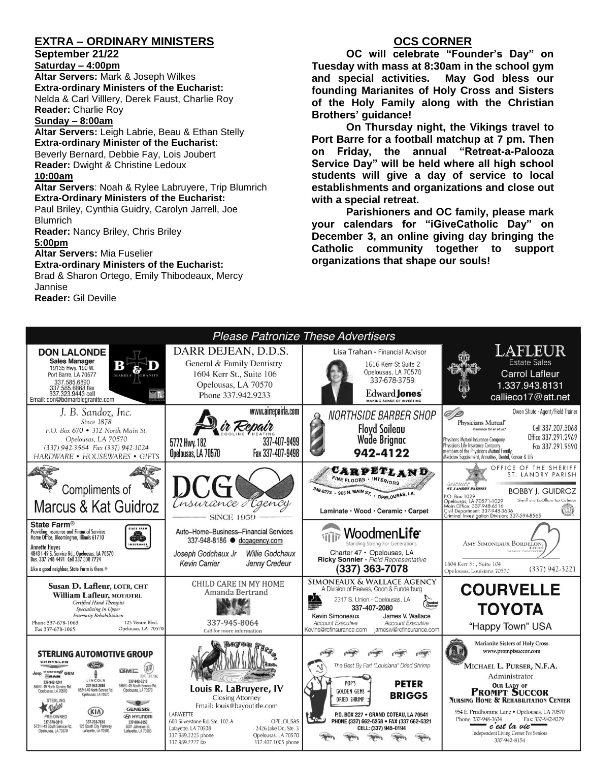## EXTRA – ORDINARY MINISTERS

**September 21/22**

**Saturday – 4:00pm**

**Altar Servers:** Mark & Joseph Wilkes
**Extra-ordinary Ministers of the Eucharist:**
Nelda & Carl Villlery, Derek Faust, Charlie Roy
**Reader:** Charlie Roy

**Sunday – 8:00am**

**Altar Servers:** Leigh Labrie, Beau & Ethan Stelly
**Extra-ordinary Minister of the Eucharist:**
Beverly Bernard, Debbie Fay, Lois Joubert
**Reader:** Dwight & Christine Ledoux

**10:00am**

**Altar Servers**: Noah & Rylee Labruyere, Trip Blumrich
**Extra-Ordinary Ministers of the Eucharist:**
Paul Briley, Cynthia Guidry, Carolyn Jarrell, Joe Blumrich
**Reader:** Nancy Briley, Chris Briley

**5:00pm**

**Altar Servers:** Mia Fuselier
**Extra-ordinary Ministers of the Eucharist:**
Brad & Sharon Ortego, Emily Thibodeaux, Mercy Jannise
**Reader:** Gil Deville

## OCS CORNER

**OC will celebrate "Founder's Day" on Tuesday with mass at 8:30am in the school gym and special activities. May God bless our founding Marianites of Holy Cross and Sisters of the Holy Family along with the Christian Brothers' guidance!**

**On Thursday night, the Vikings travel to Port Barre for a football matchup at 7 pm. Then on Friday, the annual "Retreat-a-Palooza Service Day" will be held where all high school students will give a day of service to local establishments and organizations and close out with a special retreat.**

**Parishioners and OC family, please mark your calendars for "iGiveCatholic Day" on December 3, an online giving day bringing the Catholic community together to support organizations that shape our souls!**

## Please Patronize These Advertisers

**DON LALONDE**
Sales Manager
19135 Hwy. 190 W.
Port Barre, LA 70577
337.585.6890
337.585.6868 fax
337.323.9443 cell
Email: don@bdmarblegranite.com
B & D Marble Granite

**DARR DEJEAN, D.D.S.**
General & Family Dentistry
1604 Kerr St., Suite 106
Opelousas, LA 70570
Phone 337.942.9233

**Lisa Trahan** - Financial Advisor
1616 Kerr St Suite 2
Opelousas, LA 70570
337-678-3759
Edward Jones — Making Sense of Investing

**LAFLEUR** Estate Sales
Carrol Lafleur
1.337.943.8131
callieco17@att.net

**J. B. Sandoz, Inc.**
Since 1878
P.O. Box 670 • 312 North Main St.
Opelousas, LA 70570
(337) 942-3564 Fax (337) 942-1024
HARDWARE • HOUSEWARES • GIFTS

**Air Repair** Cooling Heating
www.airrepairla.com
5772 Hwy. 182
Opelousas, LA 70570
337-407-9499
Fax 337-407-9498

**NORTHSIDE BARBER SHOP**
Floyd Soileau
Wade Brignac
942-4122

**Physicians Mutual** — Insurance for all of us.
Owen Shute - Agent/Field Trainer
Cell 337.207.3068
Office 337.291.2969
Fax 337.291.9590
Physicians Mutual Insurance Company
Physicians Life Insurance Company
members of the Physicians Mutual Family
Medicare Supplement, Annuities, Dental, Cancer & Life

Compliments of **Marcus & Kat Guidroz**

**DCG Insurance Agency**
Since 1959

**CARPETLAND** Fine Floors • Interiors
948-8273 • 905 N. Main St. • Opelousas, LA.
Laminate • Wood • Ceramic • Carpet

**OFFICE OF THE SHERIFF ST. LANDRY PARISH**
BOBBY J. GUIDROZ
Sheriff and Ex-Officio Tax Collector
P.O. Box 1029
Opelousas, LA 70571-1029
Main Office: 337-948-6516
Civil Department: 337-948-3636
Criminal Investigation Division: 337-594-8565

**State Farm®**
Providing Insurance and Financial Services
Home Office, Bloomington, Illinois 61710
Annette Hayes
4843 I-49 S. Service Rd., Opelousas, LA 70570
Bus. 337 948 4491 Cell 337 308 7724
Like a good neighbor, State Farm is there.®

Auto–Home–Business--Financial Services
337-948-8186 ● dcgagency.com
Joseph Godchaux Jr — Willie Godchaux
Kevin Carrier — Jenny Credeur

**WoodmenLife**
Standing Strong For Generations
Charter 47 • Opelousas, LA
Ricky Sonnier - Field Representative
(337) 363-7078

**AMY SIMONEAUX BORDELON, DDS**
Family Dentistry
1604 Kerr St., Suite 104
Opelousas, Louisiana 70570
(337) 942-3221

**Susan D. Lafleur, LOTR, CHT**
**William Lafleur, MOT/OTRL**
Certified Hand Therapist
Specializing in Upper Extremity Rehabilitation
Phone 337-678-1063
Fax 337-678-1065
125 Ventre Blvd.
Opelousas, LA 70570

**CHILD CARE IN MY HOME**
Amanda Bertrand
337-945-8064
Call for more information

**SIMONEAUX & WALLACE AGENCY**
A Division of Reeves, Coon & Funderburg
2317 S. Union - Opelousas, LA
337-407-2080
Kevin Simoneaux — Account Executive — Kevins@rcfinsurance.com
James V. Wallace — Account Executive — jamesw@rcfinsurance.com

**COURVELLE TOYOTA**
"Happy Town" USA

**STERLING AUTOMOTIVE GROUP**
Chrysler Jeep Dodge Ram — 337-942-1241 — 5504 I-49 North Service Rd. Opelousas, LA 70570
Ford Lincoln — 337-942-2686 — 5524 I-49 North Service Rd. Opelousas, LA 70570
GMC Buick — 337-942-3516 — 5853 I-49 South Service Rd. Opelousas, LA 70570
Sterling Value Pre-Owned — 337-678-3810 — 5731 I-49 South Service Rd. Opelousas, LA 70570
Kia — 337-233-7630 — 125 South City Parkway Lafayette, LA 70503
Genesis Hyundai — 337-984-9050 — 5001 Johnston St. Lafayette, LA 70503

**Bayou Title, Inc.**
Louis R. LaBruyere, IV
Closing Attorney
Email: louis@bayoutitle.com
LAFAYETTE
603 Silverstone Rd, Ste. 102-A
Lafayette, LA 70508
337.989.2225 phone
337.989.2227 fax
OPELOUSAS
2426 Jake Dr., Ste. 3
Opelousas, LA 70570
337.407.1005 phone

The Best By Far! "Louisiana" Dried Shrimp
POP'S GOLDEN GEMS DRIED SHRIMP
**PETER BRIGGS**
P.O. BOX 227 • GRAND COTEAU, LA 70541
PHONE (337) 662-5258 • FAX (337 662-5321
CELL: (337) 945-0194

Marianite Sisters of Holy Cross
www.promptsuccor.com
MICHAEL L. PURSER, N.F.A.
Administrator
**OUR LADY OF PROMPT SUCCOR**
Nursing Home & Rehabilitation Center
954 E. Prudhomme Lane • Opelousas, LA 70570
Phone: 337-948-3634 Fax: 337-942-8279
c'est la vie
Independent Living Center For Seniors
337-942-8154